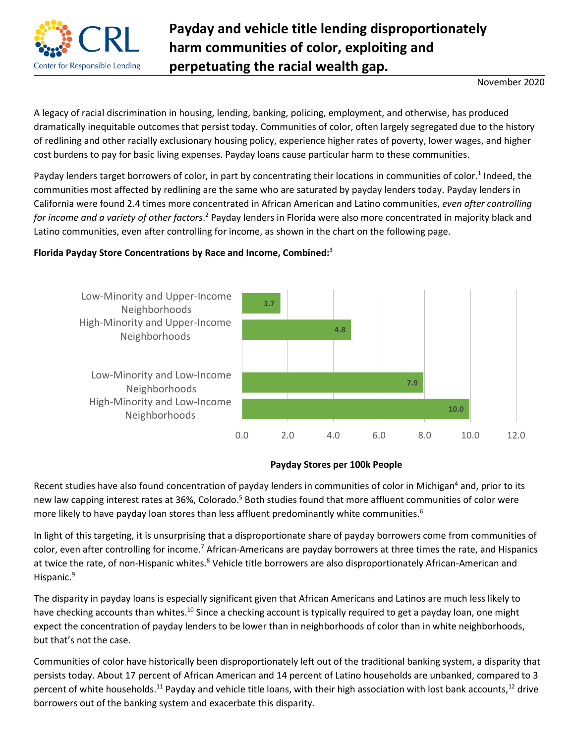# Payday and vehicle title lending disproportionately harm communities of color, exploiting and perpetuating the racial wealth gap.

November 2020

A legacy of racial discrimination in housing, lending, banking, policing, employment, and otherwise, has produced dramatically inequitable outcomes that persist today. Communities of color, often largely segregated due to the history of redlining and other racially exclusionary housing policy, experience higher rates of poverty, lower wages, and higher cost burdens to pay for basic living expenses. Payday loans cause particular harm to these communities.

Payday lenders target borrowers of color, in part by concentrating their locations in communities of color.[1] Indeed, the communities most affected by redlining are the same who are saturated by payday lenders today. Payday lenders in California were found 2.4 times more concentrated in African American and Latino communities, *even after controlling for income and a variety of other factors*.[2] Payday lenders in Florida were also more concentrated in majority black and Latino communities, even after controlling for income, as shown in the chart on the following page.

**Florida Payday Store Concentrations by Race and Income, Combined:**[3]

| Neighborhood | Payday Stores per 100k People |
| --- | --- |
| Low-Minority and Upper-Income Neighborhoods | 1.7 |
| High-Minority and Upper-Income Neighborhoods | 4.8 |
| Low-Minority and Low-Income Neighborhoods | 7.9 |
| High-Minority and Low-Income Neighborhoods | 10.0 |

**Payday Stores per 100k People**

Recent studies have also found concentration of payday lenders in communities of color in Michigan[4] and, prior to its new law capping interest rates at 36%, Colorado.[5] Both studies found that more affluent communities of color were more likely to have payday loan stores than less affluent predominantly white communities.[6]

In light of this targeting, it is unsurprising that a disproportionate share of payday borrowers come from communities of color, even after controlling for income.[7] African-Americans are payday borrowers at three times the rate, and Hispanics at twice the rate, of non-Hispanic whites.[8] Vehicle title borrowers are also disproportionately African-American and Hispanic.[9]

The disparity in payday loans is especially significant given that African Americans and Latinos are much less likely to have checking accounts than whites.[10] Since a checking account is typically required to get a payday loan, one might expect the concentration of payday lenders to be lower than in neighborhoods of color than in white neighborhoods, but that's not the case.

Communities of color have historically been disproportionately left out of the traditional banking system, a disparity that persists today. About 17 percent of African American and 14 percent of Latino households are unbanked, compared to 3 percent of white households.[11] Payday and vehicle title loans, with their high association with lost bank accounts,[12] drive borrowers out of the banking system and exacerbate this disparity.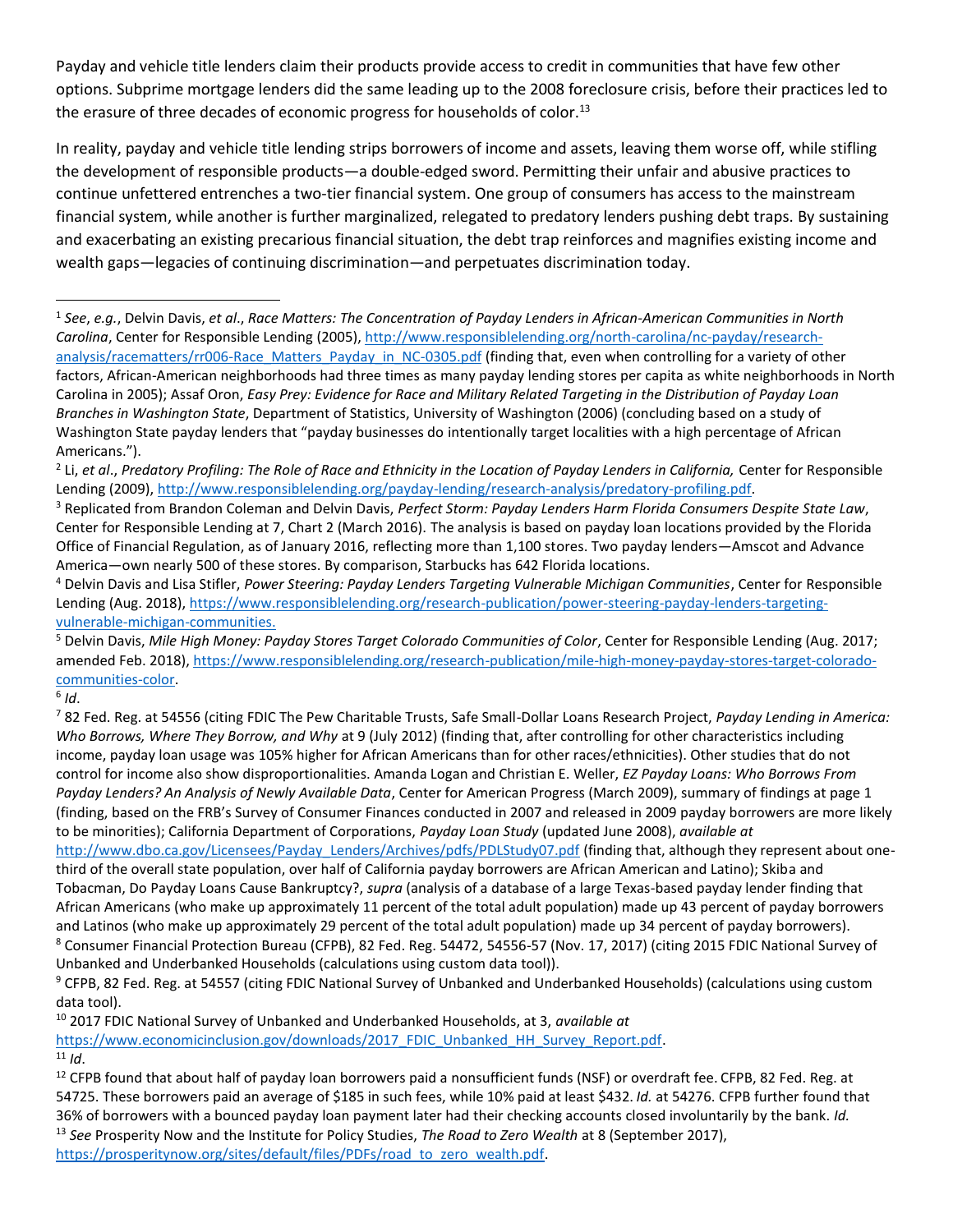Payday and vehicle title lenders claim their products provide access to credit in communities that have few other options. Subprime mortgage lenders did the same leading up to the 2008 foreclosure crisis, before their practices led to the erasure of three decades of economic progress for households of color.[13]

In reality, payday and vehicle title lending strips borrowers of income and assets, leaving them worse off, while stifling the development of responsible products—a double-edged sword. Permitting their unfair and abusive practices to continue unfettered entrenches a two-tier financial system. One group of consumers has access to the mainstream financial system, while another is further marginalized, relegated to predatory lenders pushing debt traps. By sustaining and exacerbating an existing precarious financial situation, the debt trap reinforces and magnifies existing income and wealth gaps—legacies of continuing discrimination—and perpetuates discrimination today.

---

[1] *See*, *e.g.*, Delvin Davis, *et al*., *Race Matters: The Concentration of Payday Lenders in African-American Communities in North Carolina*, Center for Responsible Lending (2005), http://www.responsiblelending.org/north-carolina/nc-payday/research-analysis/racematters/rr006-Race_Matters_Payday_in_NC-0305.pdf (finding that, even when controlling for a variety of other factors, African-American neighborhoods had three times as many payday lending stores per capita as white neighborhoods in North Carolina in 2005); Assaf Oron, *Easy Prey: Evidence for Race and Military Related Targeting in the Distribution of Payday Loan Branches in Washington State*, Department of Statistics, University of Washington (2006) (concluding based on a study of Washington State payday lenders that "payday businesses do intentionally target localities with a high percentage of African Americans.").

[2] Li, *et al*., *Predatory Profiling: The Role of Race and Ethnicity in the Location of Payday Lenders in California,* Center for Responsible Lending (2009), http://www.responsiblelending.org/payday-lending/research-analysis/predatory-profiling.pdf.

[3] Replicated from Brandon Coleman and Delvin Davis, *Perfect Storm: Payday Lenders Harm Florida Consumers Despite State Law*, Center for Responsible Lending at 7, Chart 2 (March 2016). The analysis is based on payday loan locations provided by the Florida Office of Financial Regulation, as of January 2016, reflecting more than 1,100 stores. Two payday lenders—Amscot and Advance America—own nearly 500 of these stores. By comparison, Starbucks has 642 Florida locations.

[4] Delvin Davis and Lisa Stifler, *Power Steering: Payday Lenders Targeting Vulnerable Michigan Communities*, Center for Responsible Lending (Aug. 2018), https://www.responsiblelending.org/research-publication/power-steering-payday-lenders-targeting-vulnerable-michigan-communities.

[5] Delvin Davis, *Mile High Money: Payday Stores Target Colorado Communities of Color*, Center for Responsible Lending (Aug. 2017; amended Feb. 2018), https://www.responsiblelending.org/research-publication/mile-high-money-payday-stores-target-colorado-communities-color.

[6] *Id*.

[7] 82 Fed. Reg. at 54556 (citing FDIC The Pew Charitable Trusts, Safe Small-Dollar Loans Research Project, *Payday Lending in America: Who Borrows, Where They Borrow, and Why* at 9 (July 2012) (finding that, after controlling for other characteristics including income, payday loan usage was 105% higher for African Americans than for other races/ethnicities). Other studies that do not control for income also show disproportionalities. Amanda Logan and Christian E. Weller, *EZ Payday Loans: Who Borrows From Payday Lenders? An Analysis of Newly Available Data*, Center for American Progress (March 2009), summary of findings at page 1 (finding, based on the FRB's Survey of Consumer Finances conducted in 2007 and released in 2009 payday borrowers are more likely to be minorities); California Department of Corporations, *Payday Loan Study* (updated June 2008), *available at* http://www.dbo.ca.gov/Licensees/Payday_Lenders/Archives/pdfs/PDLStudy07.pdf (finding that, although they represent about one-third of the overall state population, over half of California payday borrowers are African American and Latino); Skiba and Tobacman, Do Payday Loans Cause Bankruptcy?, *supra* (analysis of a database of a large Texas-based payday lender finding that African Americans (who make up approximately 11 percent of the total adult population) made up 43 percent of payday borrowers and Latinos (who make up approximately 29 percent of the total adult population) made up 34 percent of payday borrowers).

[8] Consumer Financial Protection Bureau (CFPB), 82 Fed. Reg. 54472, 54556-57 (Nov. 17, 2017) (citing 2015 FDIC National Survey of Unbanked and Underbanked Households (calculations using custom data tool)).

[9] CFPB, 82 Fed. Reg. at 54557 (citing FDIC National Survey of Unbanked and Underbanked Households) (calculations using custom data tool).

[10] 2017 FDIC National Survey of Unbanked and Underbanked Households, at 3, *available at* https://www.economicinclusion.gov/downloads/2017_FDIC_Unbanked_HH_Survey_Report.pdf.

[11] *Id*.

[12] CFPB found that about half of payday loan borrowers paid a nonsufficient funds (NSF) or overdraft fee. CFPB, 82 Fed. Reg. at 54725. These borrowers paid an average of $185 in such fees, while 10% paid at least $432. *Id.* at 54276. CFPB further found that 36% of borrowers with a bounced payday loan payment later had their checking accounts closed involuntarily by the bank. *Id.*

[13] *See* Prosperity Now and the Institute for Policy Studies, *The Road to Zero Wealth* at 8 (September 2017), https://prosperitynow.org/sites/default/files/PDFs/road_to_zero_wealth.pdf.